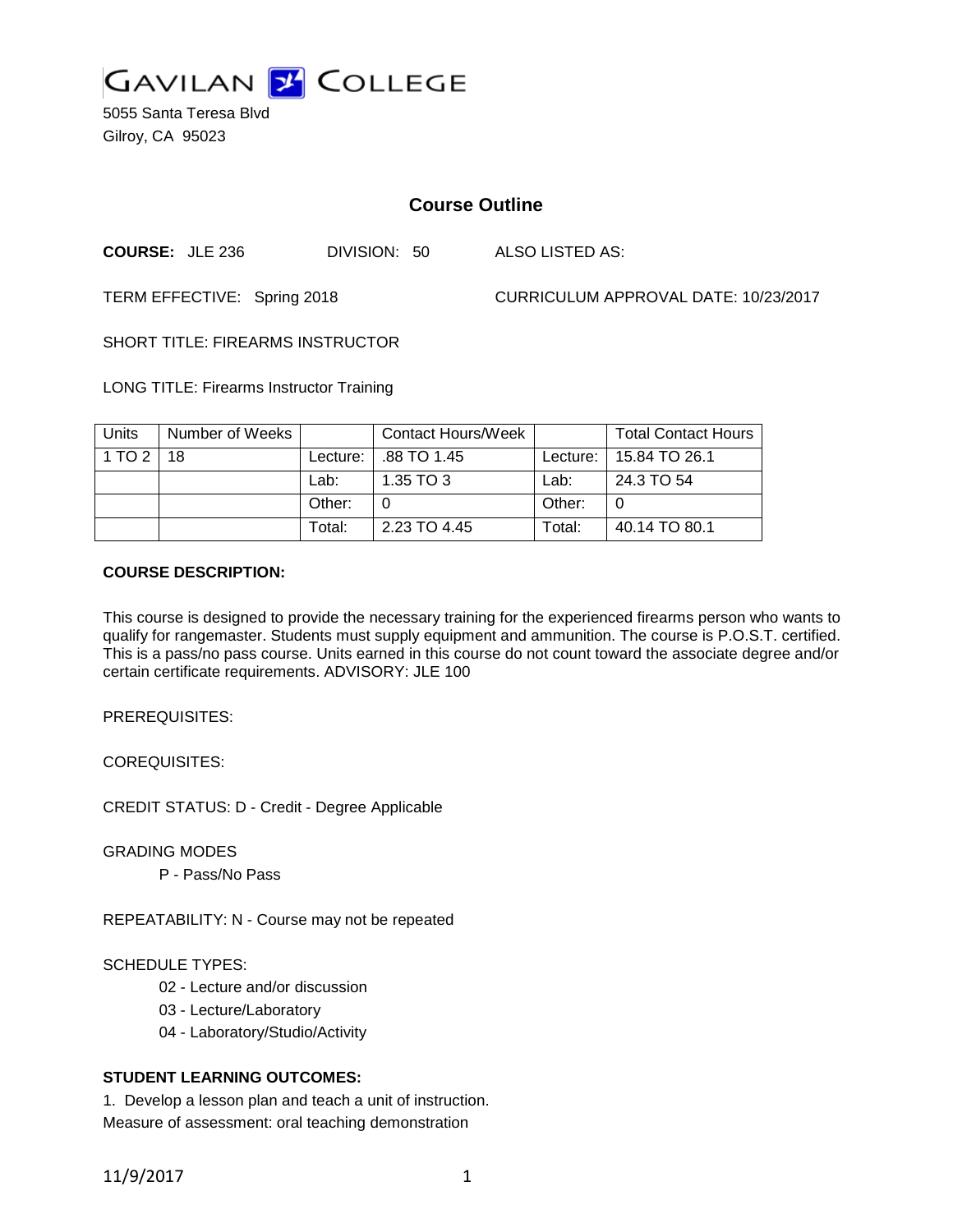# GAVILAN COLLEGE

5055 Santa Teresa Blvd
Gilroy, CA 95023

## Course Outline

**COURSE:** JLE 236 DIVISION: 50 ALSO LISTED AS:

TERM EFFECTIVE: Spring 2018 CURRICULUM APPROVAL DATE: 10/23/2017

SHORT TITLE: FIREARMS INSTRUCTOR

LONG TITLE: Firearms Instructor Training

| Units | Number of Weeks | | Contact Hours/Week | | Total Contact Hours |
|---|---|---|---|---|---|
| 1 TO 2 | 18 | Lecture: | .88 TO 1.45 | Lecture: | 15.84 TO 26.1 |
| | | Lab: | 1.35 TO 3 | Lab: | 24.3 TO 54 |
| | | Other: | 0 | Other: | 0 |
| | | Total: | 2.23 TO 4.45 | Total: | 40.14 TO 80.1 |

**COURSE DESCRIPTION:**

This course is designed to provide the necessary training for the experienced firearms person who wants to qualify for rangemaster. Students must supply equipment and ammunition. The course is P.O.S.T. certified. This is a pass/no pass course. Units earned in this course do not count toward the associate degree and/or certain certificate requirements. ADVISORY: JLE 100

PREREQUISITES:

COREQUISITES:

CREDIT STATUS: D - Credit - Degree Applicable

GRADING MODES

P - Pass/No Pass

REPEATABILITY: N - Course may not be repeated

SCHEDULE TYPES:

02 - Lecture and/or discussion
03 - Lecture/Laboratory
04 - Laboratory/Studio/Activity

**STUDENT LEARNING OUTCOMES:**

1. Develop a lesson plan and teach a unit of instruction.
Measure of assessment: oral teaching demonstration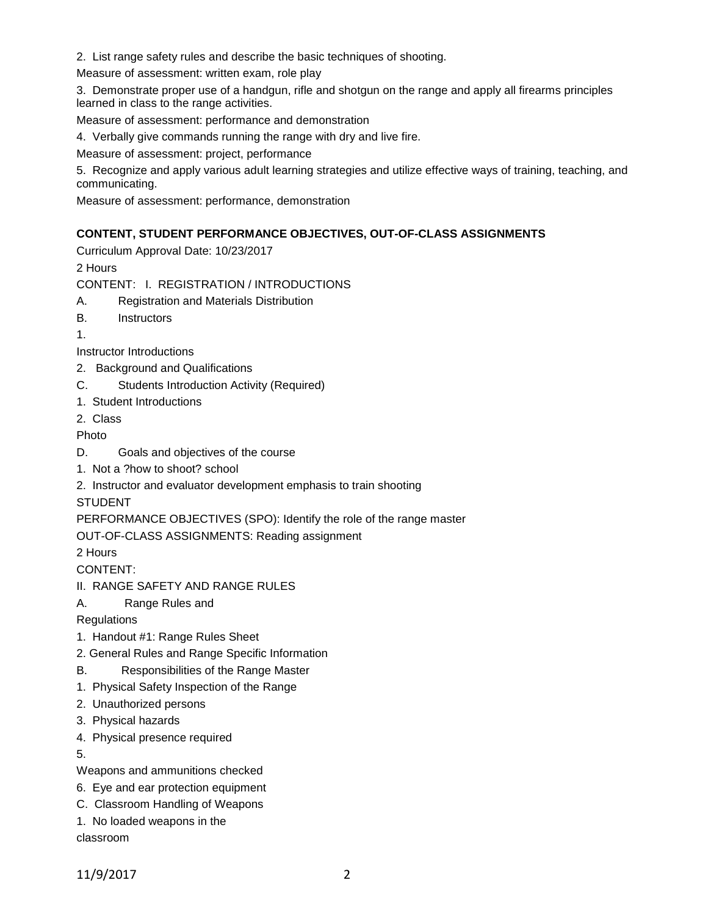2. List range safety rules and describe the basic techniques of shooting.

Measure of assessment: written exam, role play

3. Demonstrate proper use of a handgun, rifle and shotgun on the range and apply all firearms principles learned in class to the range activities.

Measure of assessment: performance and demonstration

4. Verbally give commands running the range with dry and live fire.

Measure of assessment: project, performance

5. Recognize and apply various adult learning strategies and utilize effective ways of training, teaching, and communicating.

Measure of assessment: performance, demonstration

**CONTENT, STUDENT PERFORMANCE OBJECTIVES, OUT-OF-CLASS ASSIGNMENTS**

Curriculum Approval Date: 10/23/2017

2 Hours

CONTENT: I. REGISTRATION / INTRODUCTIONS

A. Registration and Materials Distribution

B. Instructors

1.

Instructor Introductions

2. Background and Qualifications

C. Students Introduction Activity (Required)

1. Student Introductions

2. Class

Photo

D. Goals and objectives of the course

1. Not a ?how to shoot? school

2. Instructor and evaluator development emphasis to train shooting

STUDENT

PERFORMANCE OBJECTIVES (SPO): Identify the role of the range master

OUT-OF-CLASS ASSIGNMENTS: Reading assignment

2 Hours

CONTENT:

II. RANGE SAFETY AND RANGE RULES

A. Range Rules and

Regulations

1. Handout #1: Range Rules Sheet

2. General Rules and Range Specific Information

B. Responsibilities of the Range Master

1. Physical Safety Inspection of the Range

2. Unauthorized persons

3. Physical hazards

4. Physical presence required

5.

Weapons and ammunitions checked

6. Eye and ear protection equipment

C. Classroom Handling of Weapons

1. No loaded weapons in the

classroom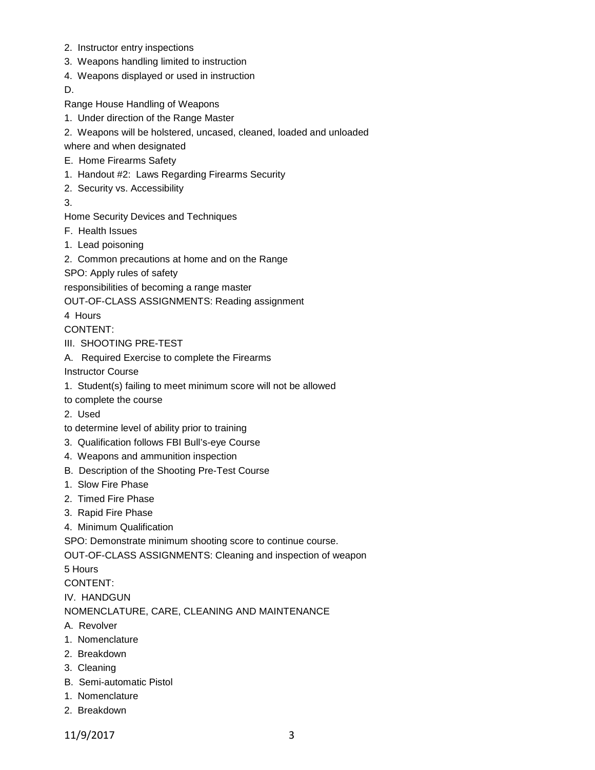2. Instructor entry inspections
3. Weapons handling limited to instruction
4. Weapons displayed or used in instruction

D.

Range House Handling of Weapons

1. Under direction of the Range Master
2. Weapons will be holstered, uncased, cleaned, loaded and unloaded where and when designated

E. Home Firearms Safety

1. Handout #2: Laws Regarding Firearms Security
2. Security vs. Accessibility
3. 

Home Security Devices and Techniques

F. Health Issues

1. Lead poisoning
2. Common precautions at home and on the Range

SPO: Apply rules of safety

responsibilities of becoming a range master

OUT-OF-CLASS ASSIGNMENTS: Reading assignment

4 Hours

CONTENT:

III. SHOOTING PRE-TEST

A. Required Exercise to complete the Firearms Instructor Course

1. Student(s) failing to meet minimum score will not be allowed to complete the course
2. Used to determine level of ability prior to training
3. Qualification follows FBI Bull's-eye Course
4. Weapons and ammunition inspection

B. Description of the Shooting Pre-Test Course

1. Slow Fire Phase
2. Timed Fire Phase
3. Rapid Fire Phase
4. Minimum Qualification

SPO: Demonstrate minimum shooting score to continue course.

OUT-OF-CLASS ASSIGNMENTS: Cleaning and inspection of weapon

5 Hours

CONTENT:

IV. HANDGUN NOMENCLATURE, CARE, CLEANING AND MAINTENANCE

A. Revolver

1. Nomenclature
2. Breakdown
3. Cleaning

B. Semi-automatic Pistol

1. Nomenclature
2. Breakdown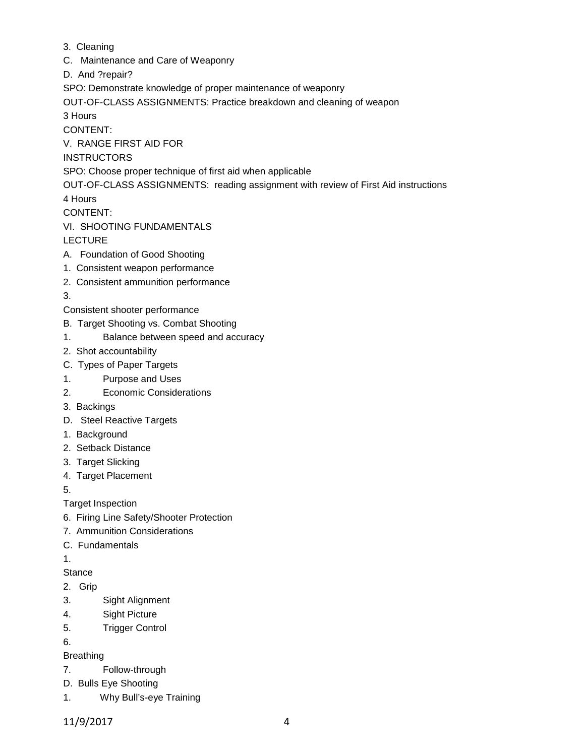3. Cleaning

C. Maintenance and Care of Weaponry

D. And ?repair?

SPO: Demonstrate knowledge of proper maintenance of weaponry

OUT-OF-CLASS ASSIGNMENTS: Practice breakdown and cleaning of weapon

3 Hours

CONTENT:

V. RANGE FIRST AID FOR INSTRUCTORS

SPO: Choose proper technique of first aid when applicable

OUT-OF-CLASS ASSIGNMENTS: reading assignment with review of First Aid instructions

4 Hours

CONTENT:

VI. SHOOTING FUNDAMENTALS

LECTURE

A. Foundation of Good Shooting

1. Consistent weapon performance
2. Consistent ammunition performance
3. Consistent shooter performance

B. Target Shooting vs. Combat Shooting

1. Balance between speed and accuracy
2. Shot accountability

C. Types of Paper Targets

1. Purpose and Uses
2. Economic Considerations
3. Backings

D. Steel Reactive Targets

1. Background
2. Setback Distance
3. Target Slicking
4. Target Placement
5. Target Inspection
6. Firing Line Safety/Shooter Protection
7. Ammunition Considerations

C. Fundamentals

1. Stance
2. Grip
3. Sight Alignment
4. Sight Picture
5. Trigger Control
6. Breathing
7. Follow-through

D. Bulls Eye Shooting

1. Why Bull's-eye Training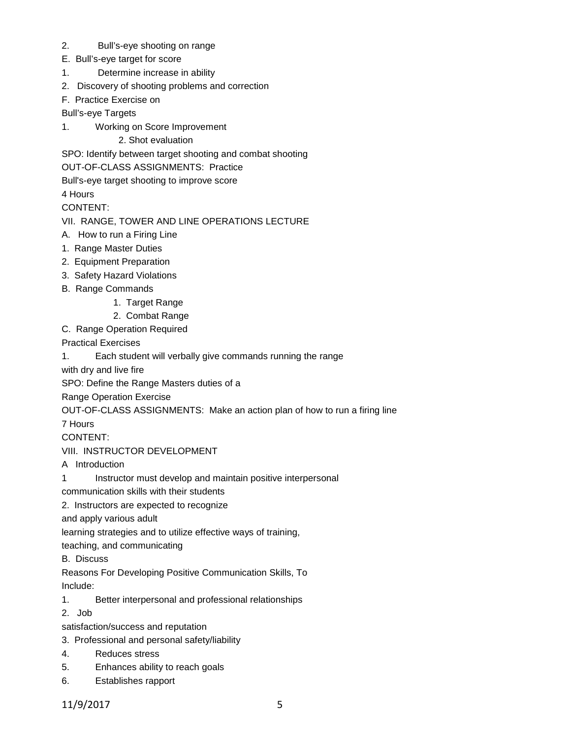2. Bull's-eye shooting on range

E. Bull's-eye target for score

1. Determine increase in ability

2. Discovery of shooting problems and correction

F. Practice Exercise on Bull's-eye Targets

1. Working on Score Improvement

2. Shot evaluation

SPO: Identify between target shooting and combat shooting

OUT-OF-CLASS ASSIGNMENTS: Practice Bull's-eye target shooting to improve score

4 Hours

CONTENT:

VII. RANGE, TOWER AND LINE OPERATIONS LECTURE

A. How to run a Firing Line

1. Range Master Duties

2. Equipment Preparation

3. Safety Hazard Violations

B. Range Commands

1. Target Range

2. Combat Range

C. Range Operation Required Practical Exercises

1. Each student will verbally give commands running the range with dry and live fire

SPO: Define the Range Masters duties of a Range Operation Exercise

OUT-OF-CLASS ASSIGNMENTS: Make an action plan of how to run a firing line

7 Hours

CONTENT:

VIII. INSTRUCTOR DEVELOPMENT

A Introduction

1 Instructor must develop and maintain positive interpersonal communication skills with their students

2. Instructors are expected to recognize and apply various adult learning strategies and to utilize effective ways of training, teaching, and communicating

B. Discuss Reasons For Developing Positive Communication Skills, To Include:

1. Better interpersonal and professional relationships

2. Job satisfaction/success and reputation

3. Professional and personal safety/liability

4. Reduces stress

5. Enhances ability to reach goals

6. Establishes rapport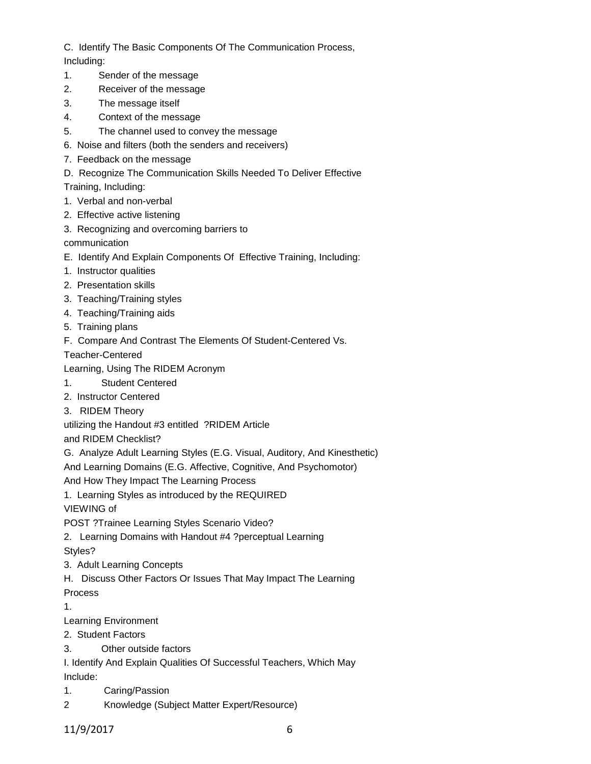C. Identify The Basic Components Of The Communication Process, Including:

1. Sender of the message
2. Receiver of the message
3. The message itself
4. Context of the message
5. The channel used to convey the message
6. Noise and filters (both the senders and receivers)
7. Feedback on the message

D. Recognize The Communication Skills Needed To Deliver Effective Training, Including:

1. Verbal and non-verbal
2. Effective active listening
3. Recognizing and overcoming barriers to communication

E. Identify And Explain Components Of Effective Training, Including:

1. Instructor qualities
2. Presentation skills
3. Teaching/Training styles
4. Teaching/Training aids
5. Training plans

F. Compare And Contrast The Elements Of Student-Centered Vs. Teacher-Centered Learning, Using The RIDEM Acronym

1. Student Centered
2. Instructor Centered
3. RIDEM Theory

utilizing the Handout #3 entitled ?RIDEM Article and RIDEM Checklist?

G. Analyze Adult Learning Styles (E.G. Visual, Auditory, And Kinesthetic) And Learning Domains (E.G. Affective, Cognitive, And Psychomotor) And How They Impact The Learning Process

1. Learning Styles as introduced by the REQUIRED VIEWING of POST ?Trainee Learning Styles Scenario Video?
2. Learning Domains with Handout #4 ?perceptual Learning Styles?
3. Adult Learning Concepts

H. Discuss Other Factors Or Issues That May Impact The Learning Process

1. Learning Environment
2. Student Factors
3. Other outside factors

I. Identify And Explain Qualities Of Successful Teachers, Which May Include:

1. Caring/Passion
2. Knowledge (Subject Matter Expert/Resource)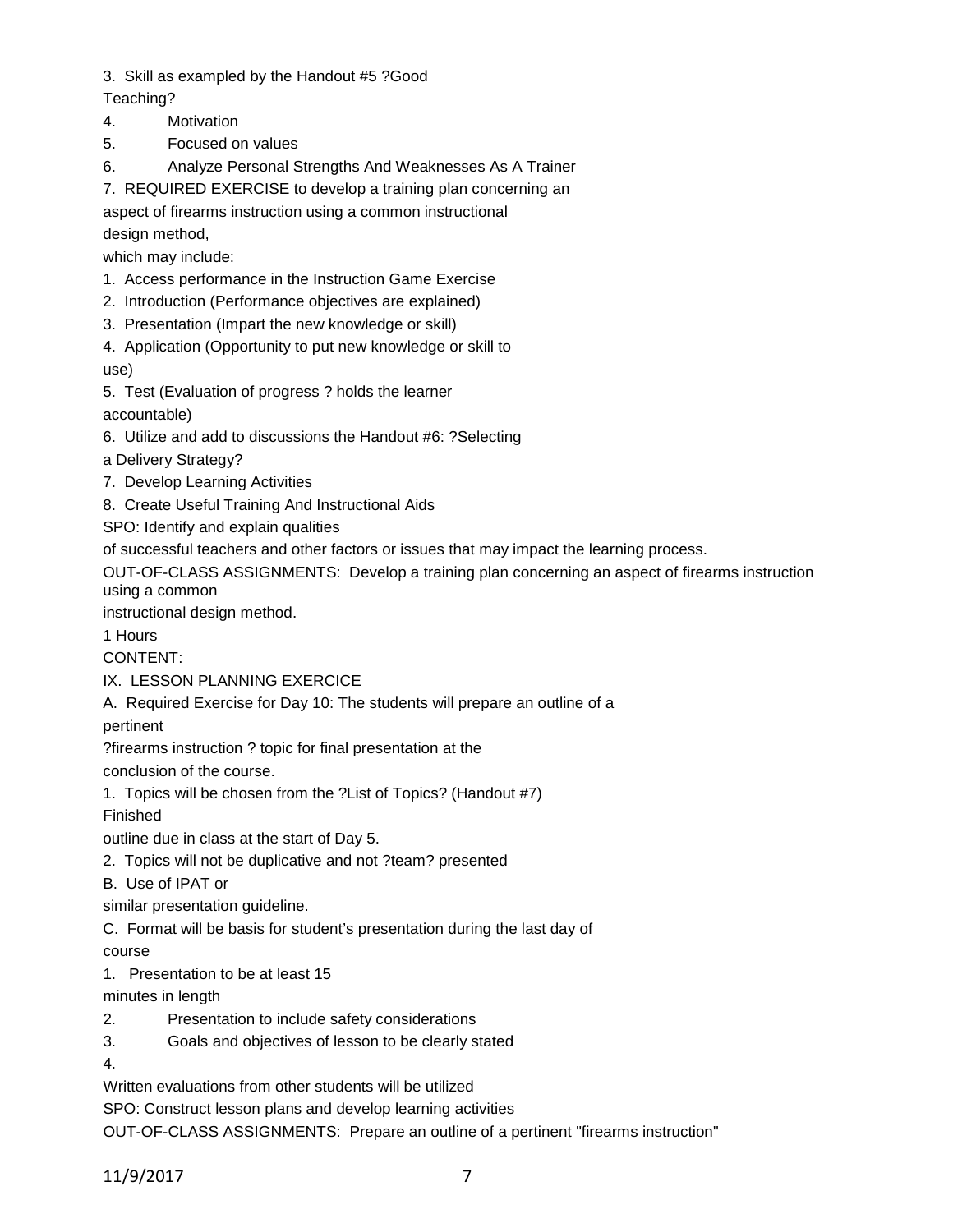3. Skill as exampled by the Handout #5 ?Good Teaching?
4. Motivation
5. Focused on values
6. Analyze Personal Strengths And Weaknesses As A Trainer
7. REQUIRED EXERCISE to develop a training plan concerning an aspect of firearms instruction using a common instructional design method,

which may include:

1. Access performance in the Instruction Game Exercise
2. Introduction (Performance objectives are explained)
3. Presentation (Impart the new knowledge or skill)
4. Application (Opportunity to put new knowledge or skill to use)
5. Test (Evaluation of progress ? holds the learner accountable)
6. Utilize and add to discussions the Handout #6: ?Selecting a Delivery Strategy?
7. Develop Learning Activities
8. Create Useful Training And Instructional Aids

SPO: Identify and explain qualities of successful teachers and other factors or issues that may impact the learning process.

OUT-OF-CLASS ASSIGNMENTS: Develop a training plan concerning an aspect of firearms instruction using a common instructional design method.

1 Hours

CONTENT:

IX. LESSON PLANNING EXERCICE

A. Required Exercise for Day 10: The students will prepare an outline of a pertinent ?firearms instruction ? topic for final presentation at the conclusion of the course.

1. Topics will be chosen from the ?List of Topics? (Handout #7) Finished outline due in class at the start of Day 5.
2. Topics will not be duplicative and not ?team? presented

B. Use of IPAT or similar presentation guideline.

C. Format will be basis for student's presentation during the last day of course

1. Presentation to be at least 15 minutes in length
2. Presentation to include safety considerations
3. Goals and objectives of lesson to be clearly stated
4. Written evaluations from other students will be utilized

SPO: Construct lesson plans and develop learning activities

OUT-OF-CLASS ASSIGNMENTS: Prepare an outline of a pertinent "firearms instruction"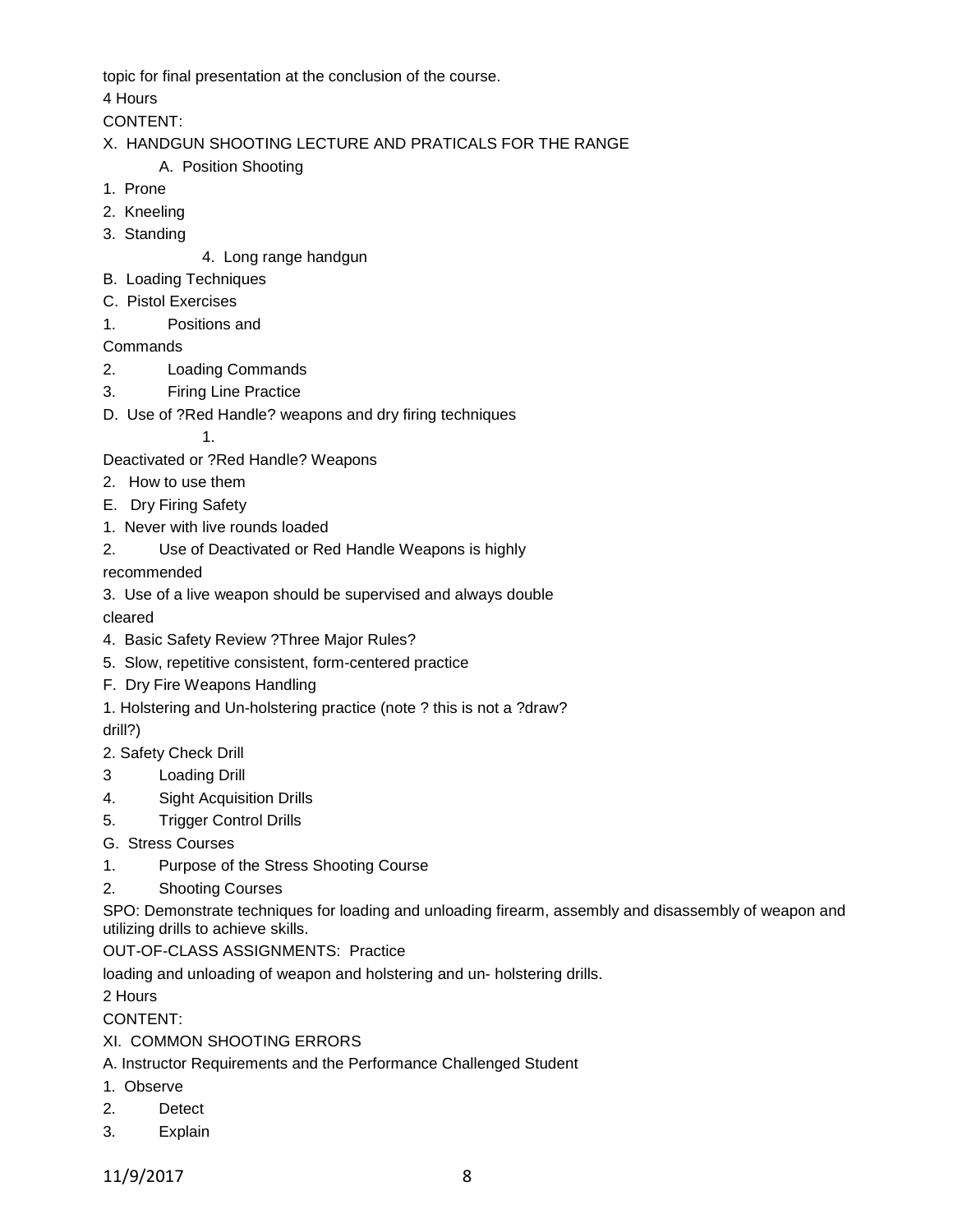topic for final presentation at the conclusion of the course.

4 Hours

CONTENT:

X. HANDGUN SHOOTING LECTURE AND PRATICALS FOR THE RANGE

A. Position Shooting

1. Prone
2. Kneeling
3. Standing
4. Long range handgun

B. Loading Techniques

C. Pistol Exercises

1. Positions and Commands
2. Loading Commands
3. Firing Line Practice

D. Use of ?Red Handle? weapons and dry firing techniques

1. Deactivated or ?Red Handle? Weapons
2. How to use them

E. Dry Firing Safety

1. Never with live rounds loaded
2. Use of Deactivated or Red Handle Weapons is highly recommended
3. Use of a live weapon should be supervised and always double cleared
4. Basic Safety Review ?Three Major Rules?
5. Slow, repetitive consistent, form-centered practice

F. Dry Fire Weapons Handling

1. Holstering and Un-holstering practice (note ? this is not a ?draw? drill?)
2. Safety Check Drill
3 Loading Drill
4. Sight Acquisition Drills
5. Trigger Control Drills

G. Stress Courses

1. Purpose of the Stress Shooting Course
2. Shooting Courses

SPO: Demonstrate techniques for loading and unloading firearm, assembly and disassembly of weapon and utilizing drills to achieve skills.

OUT-OF-CLASS ASSIGNMENTS: Practice loading and unloading of weapon and holstering and un- holstering drills.

2 Hours

CONTENT:

XI. COMMON SHOOTING ERRORS

A. Instructor Requirements and the Performance Challenged Student

1. Observe
2. Detect
3. Explain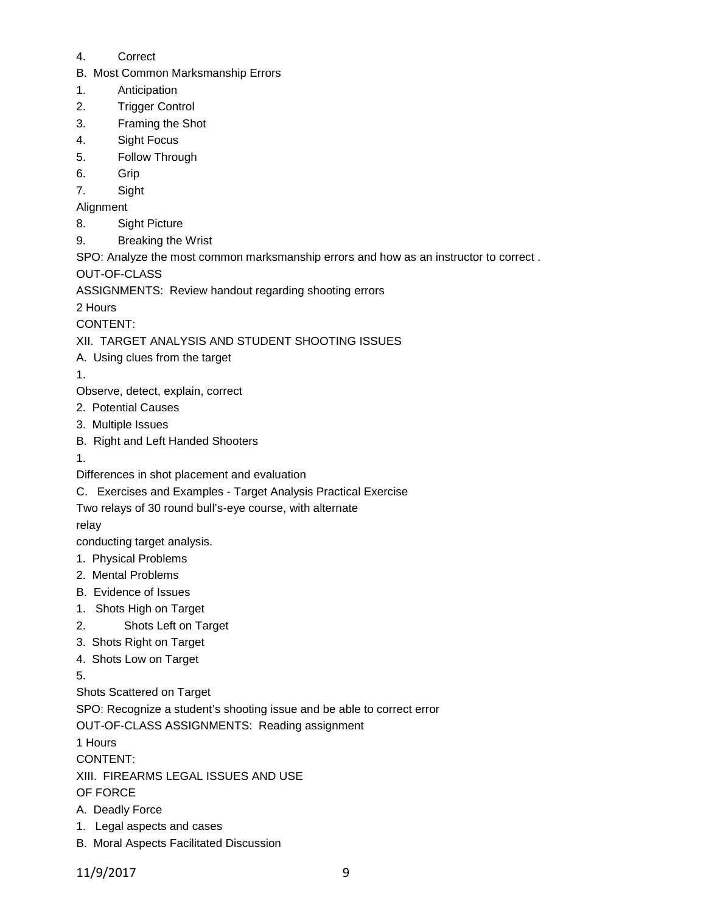4. Correct

B. Most Common Marksmanship Errors

1. Anticipation
2. Trigger Control
3. Framing the Shot
4. Sight Focus
5. Follow Through
6. Grip
7. Sight Alignment
8. Sight Picture
9. Breaking the Wrist

SPO: Analyze the most common marksmanship errors and how as an instructor to correct .

OUT-OF-CLASS ASSIGNMENTS: Review handout regarding shooting errors

2 Hours

CONTENT:

XII. TARGET ANALYSIS AND STUDENT SHOOTING ISSUES

A. Using clues from the target

1. Observe, detect, explain, correct
2. Potential Causes
3. Multiple Issues

B. Right and Left Handed Shooters

1. Differences in shot placement and evaluation

C. Exercises and Examples - Target Analysis Practical Exercise

Two relays of 30 round bull's-eye course, with alternate relay conducting target analysis.

1. Physical Problems
2. Mental Problems

B. Evidence of Issues

1. Shots High on Target
2. Shots Left on Target
3. Shots Right on Target
4. Shots Low on Target
5. Shots Scattered on Target

SPO: Recognize a student's shooting issue and be able to correct error

OUT-OF-CLASS ASSIGNMENTS: Reading assignment

1 Hours

CONTENT:

XIII. FIREARMS LEGAL ISSUES AND USE OF FORCE

A. Deadly Force

1. Legal aspects and cases

B. Moral Aspects Facilitated Discussion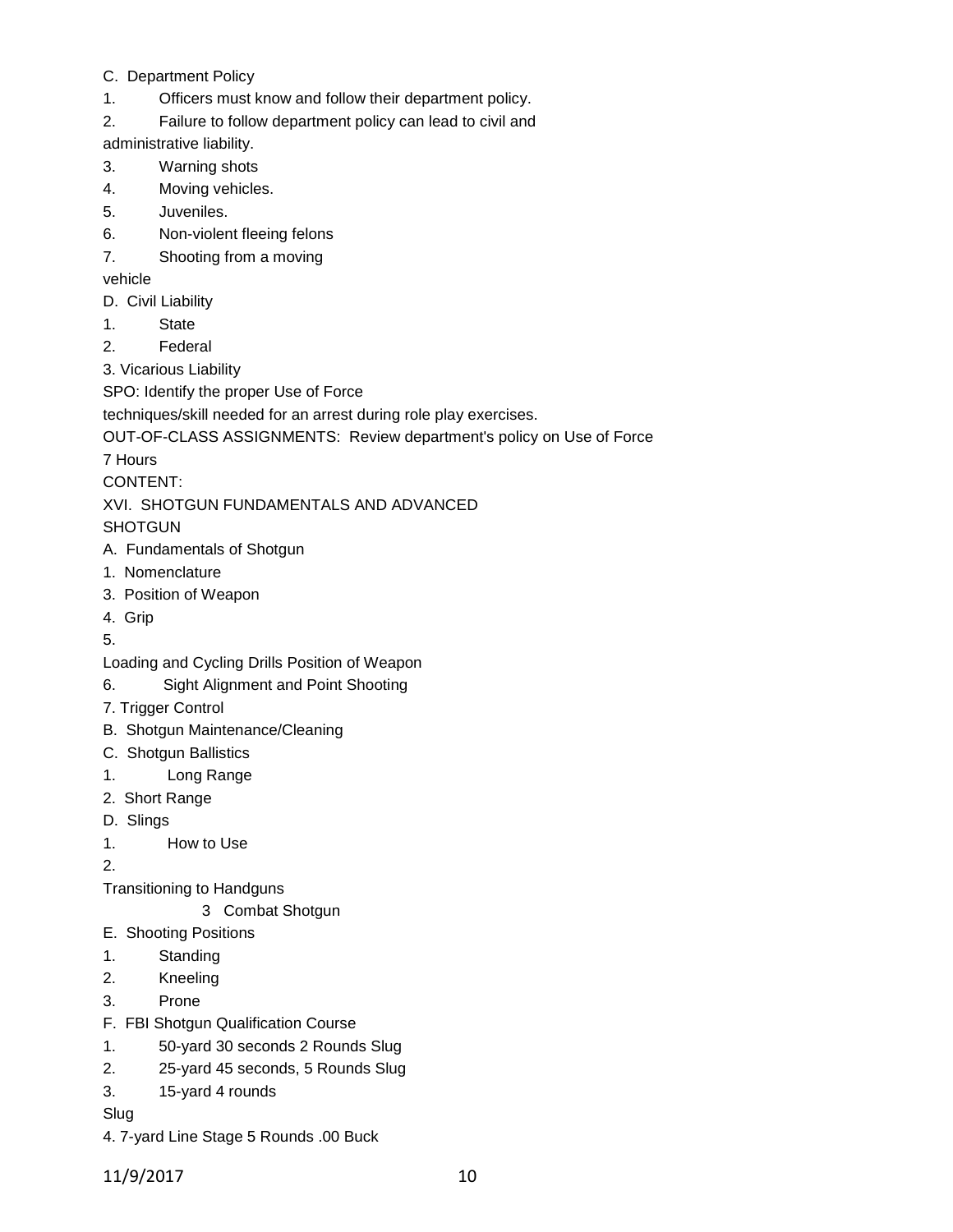C. Department Policy

1. Officers must know and follow their department policy.
2. Failure to follow department policy can lead to civil and administrative liability.
3. Warning shots
4. Moving vehicles.
5. Juveniles.
6. Non-violent fleeing felons
7. Shooting from a moving vehicle

D. Civil Liability

1. State
2. Federal
3. Vicarious Liability

SPO: Identify the proper Use of Force techniques/skill needed for an arrest during role play exercises.

OUT-OF-CLASS ASSIGNMENTS: Review department's policy on Use of Force

7 Hours

CONTENT:

XVI. SHOTGUN FUNDAMENTALS AND ADVANCED SHOTGUN

A. Fundamentals of Shotgun

1. Nomenclature
3. Position of Weapon
4. Grip
5. Loading and Cycling Drills Position of Weapon
6. Sight Alignment and Point Shooting
7. Trigger Control

B. Shotgun Maintenance/Cleaning

C. Shotgun Ballistics

1. Long Range
2. Short Range

D. Slings

1. How to Use
2. Transitioning to Handguns
3 Combat Shotgun

E. Shooting Positions

1. Standing
2. Kneeling
3. Prone

F. FBI Shotgun Qualification Course

1. 50-yard 30 seconds 2 Rounds Slug
2. 25-yard 45 seconds, 5 Rounds Slug
3. 15-yard 4 rounds Slug
4. 7-yard Line Stage 5 Rounds .00 Buck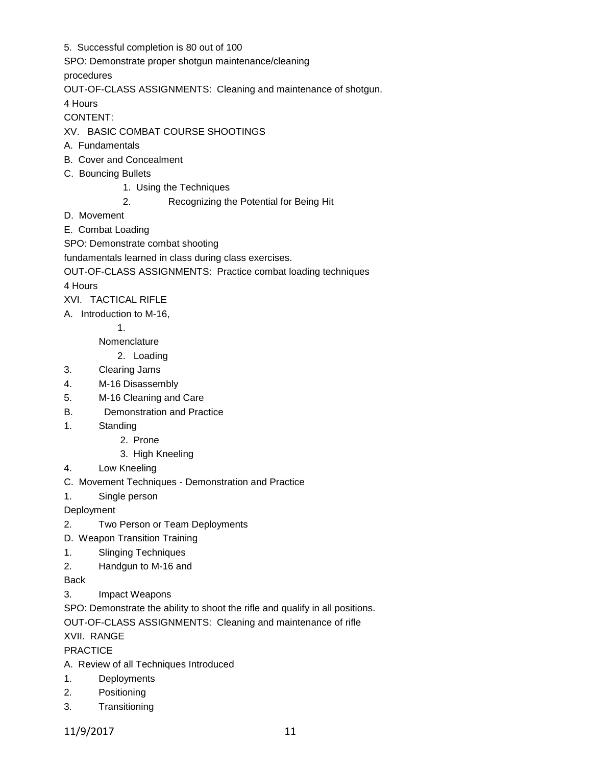5. Successful completion is 80 out of 100

SPO: Demonstrate proper shotgun maintenance/cleaning procedures

OUT-OF-CLASS ASSIGNMENTS: Cleaning and maintenance of shotgun.

4 Hours

CONTENT:

XV. BASIC COMBAT COURSE SHOOTINGS

A. Fundamentals

B. Cover and Concealment

C. Bouncing Bullets

1. Using the Techniques
2. Recognizing the Potential for Being Hit

D. Movement

E. Combat Loading

SPO: Demonstrate combat shooting fundamentals learned in class during class exercises.

OUT-OF-CLASS ASSIGNMENTS: Practice combat loading techniques

4 Hours

XVI. TACTICAL RIFLE

A. Introduction to M-16,

1. Nomenclature
2. Loading
3. Clearing Jams
4. M-16 Disassembly
5. M-16 Cleaning and Care

B. Demonstration and Practice

1. Standing
2. Prone
3. High Kneeling
4. Low Kneeling

C. Movement Techniques - Demonstration and Practice

1. Single person Deployment
2. Two Person or Team Deployments

D. Weapon Transition Training

1. Slinging Techniques
2. Handgun to M-16 and Back
3. Impact Weapons

SPO: Demonstrate the ability to shoot the rifle and qualify in all positions.

OUT-OF-CLASS ASSIGNMENTS: Cleaning and maintenance of rifle

XVII. RANGE PRACTICE

A. Review of all Techniques Introduced

1. Deployments
2. Positioning
3. Transitioning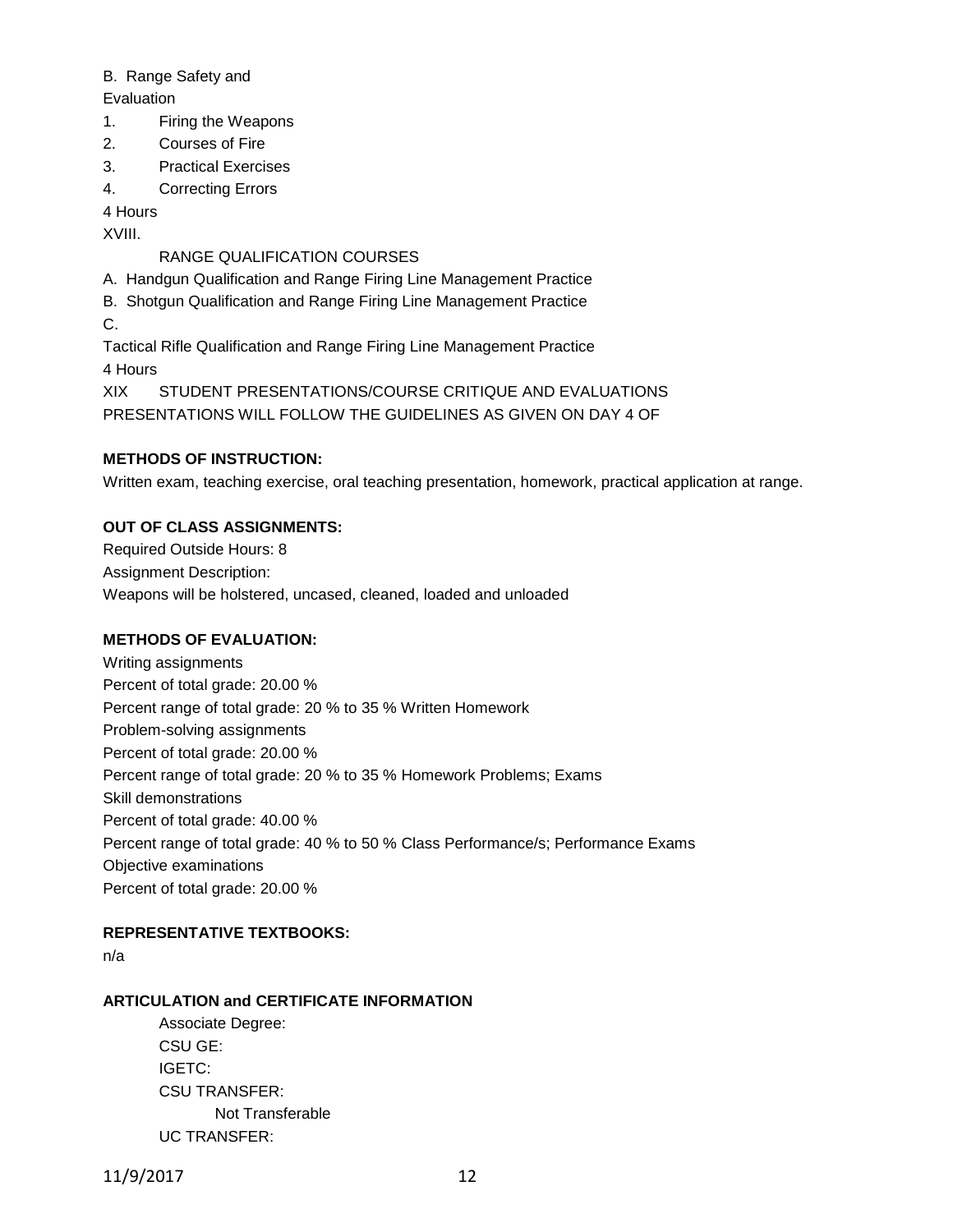B. Range Safety and
Evaluation

1. Firing the Weapons
2. Courses of Fire
3. Practical Exercises
4. Correcting Errors

4 Hours

XVIII.

RANGE QUALIFICATION COURSES

A. Handgun Qualification and Range Firing Line Management Practice

B. Shotgun Qualification and Range Firing Line Management Practice

C.

Tactical Rifle Qualification and Range Firing Line Management Practice

4 Hours

XIX STUDENT PRESENTATIONS/COURSE CRITIQUE AND EVALUATIONS

PRESENTATIONS WILL FOLLOW THE GUIDELINES AS GIVEN ON DAY 4 OF

**METHODS OF INSTRUCTION:**

Written exam, teaching exercise, oral teaching presentation, homework, practical application at range.

**OUT OF CLASS ASSIGNMENTS:**

Required Outside Hours: 8

Assignment Description:

Weapons will be holstered, uncased, cleaned, loaded and unloaded

**METHODS OF EVALUATION:**

Writing assignments

Percent of total grade: 20.00 %

Percent range of total grade: 20 % to 35 % Written Homework

Problem-solving assignments

Percent of total grade: 20.00 %

Percent range of total grade: 20 % to 35 % Homework Problems; Exams

Skill demonstrations

Percent of total grade: 40.00 %

Percent range of total grade: 40 % to 50 % Class Performance/s; Performance Exams

Objective examinations

Percent of total grade: 20.00 %

**REPRESENTATIVE TEXTBOOKS:**

n/a

**ARTICULATION and CERTIFICATE INFORMATION**

Associate Degree:

CSU GE:

IGETC:

CSU TRANSFER:

Not Transferable

UC TRANSFER: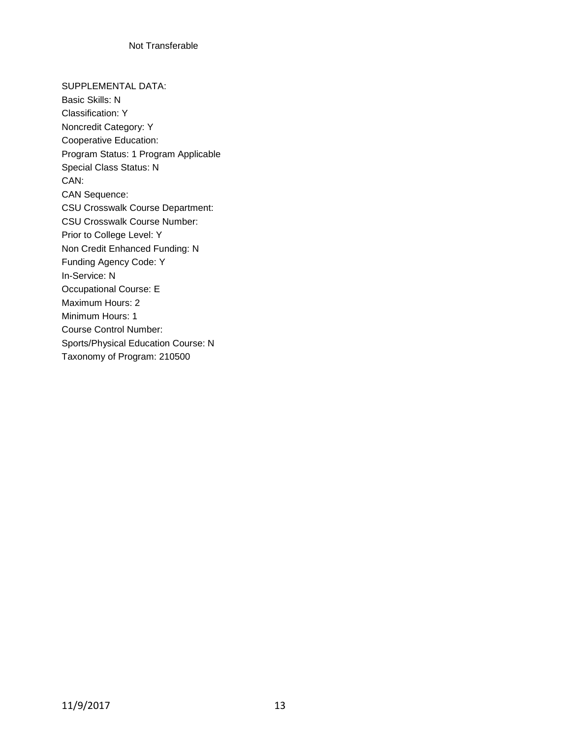Not Transferable

SUPPLEMENTAL DATA:
Basic Skills: N
Classification: Y
Noncredit Category: Y
Cooperative Education:
Program Status: 1 Program Applicable
Special Class Status: N
CAN:
CAN Sequence:
CSU Crosswalk Course Department:
CSU Crosswalk Course Number:
Prior to College Level: Y
Non Credit Enhanced Funding: N
Funding Agency Code: Y
In-Service: N
Occupational Course: E
Maximum Hours: 2
Minimum Hours: 1
Course Control Number:
Sports/Physical Education Course: N
Taxonomy of Program: 210500